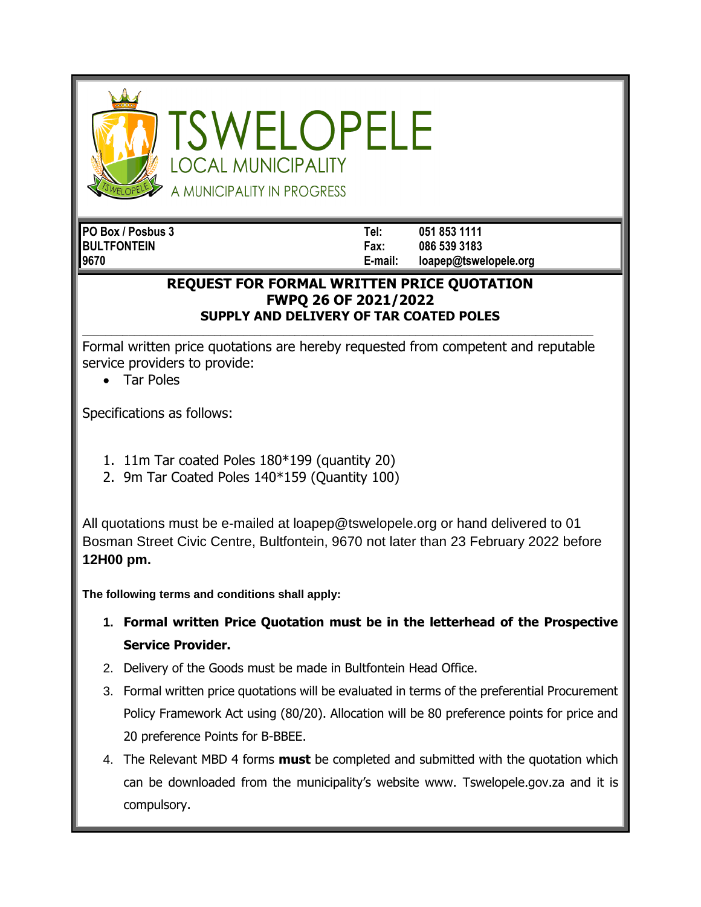# TSWELOPELE

LOCAL MUNICIPALITY

A MUNICIPALITY IN PROGRESS

| | | |
|---|---|---|
| **PO Box / Posbus 3** | **Tel:** | **051 853 1111** |
| **BULTFONTEIN** | **Fax:** | **086 539 3183** |
| **9670** | **E-mail:** | **loapep@tswelopele.org** |

## REQUEST FOR FORMAL WRITTEN PRICE QUOTATION
## FWPQ 26 OF 2021/2022
### SUPPLY AND DELIVERY OF TAR COATED POLES

Formal written price quotations are hereby requested from competent and reputable service providers to provide:

- Tar Poles

Specifications as follows:

1. 11m Tar coated Poles 180*199 (quantity 20)
2. 9m Tar Coated Poles 140*159 (Quantity 100)

All quotations must be e-mailed at loapep@tswelopele.org or hand delivered to 01 Bosman Street Civic Centre, Bultfontein, 9670 not later than 23 February 2022 before **12H00 pm.**

**The following terms and conditions shall apply:**

1. **Formal written Price Quotation must be in the letterhead of the Prospective Service Provider.**
2. Delivery of the Goods must be made in Bultfontein Head Office.
3. Formal written price quotations will be evaluated in terms of the preferential Procurement Policy Framework Act using (80/20). Allocation will be 80 preference points for price and 20 preference Points for B-BBEE.
4. The Relevant MBD 4 forms **must** be completed and submitted with the quotation which can be downloaded from the municipality's website www. Tswelopele.gov.za and it is compulsory.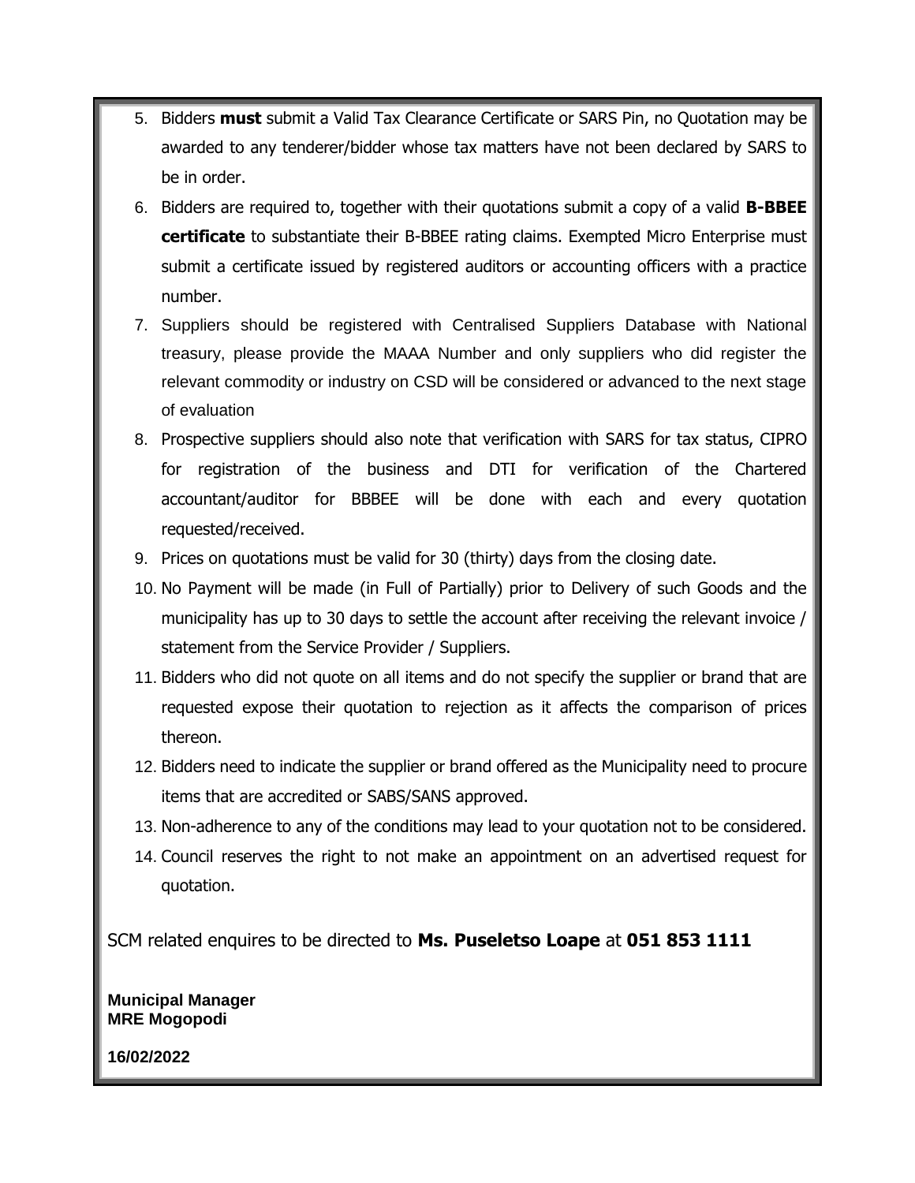5. Bidders **must** submit a Valid Tax Clearance Certificate or SARS Pin, no Quotation may be awarded to any tenderer/bidder whose tax matters have not been declared by SARS to be in order.
6. Bidders are required to, together with their quotations submit a copy of a valid **B-BBEE certificate** to substantiate their B-BBEE rating claims. Exempted Micro Enterprise must submit a certificate issued by registered auditors or accounting officers with a practice number.
7. Suppliers should be registered with Centralised Suppliers Database with National treasury, please provide the MAAA Number and only suppliers who did register the relevant commodity or industry on CSD will be considered or advanced to the next stage of evaluation
8. Prospective suppliers should also note that verification with SARS for tax status, CIPRO for registration of the business and DTI for verification of the Chartered accountant/auditor for BBBEE will be done with each and every quotation requested/received.
9. Prices on quotations must be valid for 30 (thirty) days from the closing date.
10. No Payment will be made (in Full of Partially) prior to Delivery of such Goods and the municipality has up to 30 days to settle the account after receiving the relevant invoice / statement from the Service Provider / Suppliers.
11. Bidders who did not quote on all items and do not specify the supplier or brand that are requested expose their quotation to rejection as it affects the comparison of prices thereon.
12. Bidders need to indicate the supplier or brand offered as the Municipality need to procure items that are accredited or SABS/SANS approved.
13. Non-adherence to any of the conditions may lead to your quotation not to be considered.
14. Council reserves the right to not make an appointment on an advertised request for quotation.

SCM related enquires to be directed to **Ms. Puseletso Loape** at **051 853 1111**

**Municipal Manager**
**MRE Mogopodi**

**16/02/2022**